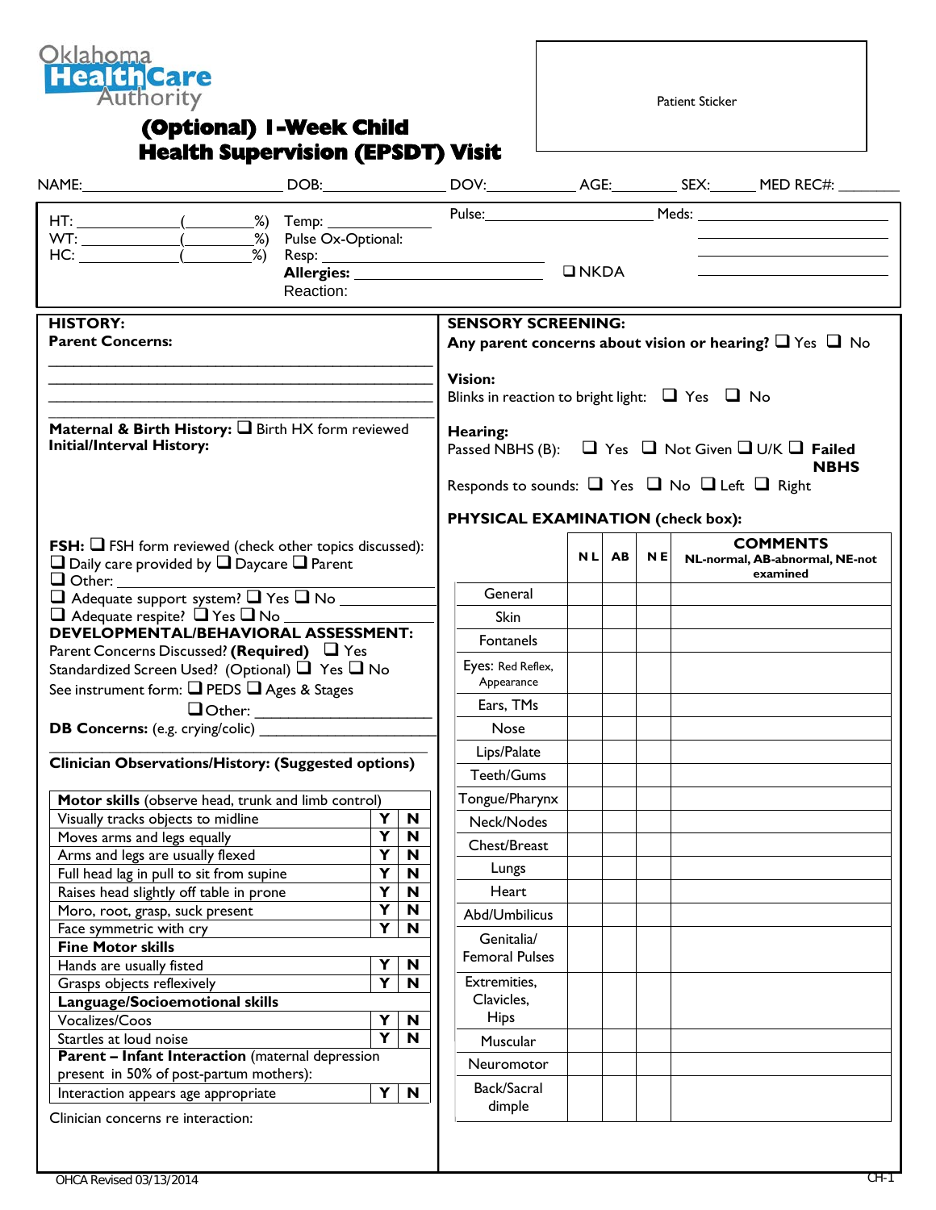Oklahoma Health Care Authority

# (Optional) 1-Week Child Health Supervision (EPSDT) Visit

Patient Sticker

NAME:\_\_\_\_\_\_\_\_\_\_\_\_\_\_\_\_\_\_\_\_\_\_\_ DOB:\_\_\_\_\_\_\_\_\_\_\_\_\_\_\_ DOV:\_\_\_\_\_\_\_\_\_\_\_ AGE:\_\_\_\_\_\_\_\_ SEX:\_\_\_\_\_ MED REC#: \_\_\_\_\_\_\_

HT: \_\_\_\_\_\_\_\_\_\_\_\_(\_\_\_\_\_\_\_\_%) Temp: \_\_\_\_\_\_\_\_\_\_\_\_ Pulse:\_\_\_\_\_\_\_\_\_\_\_\_\_\_\_\_\_\_\_\_ Meds: \_\_\_\_\_\_\_\_\_\_\_\_\_\_\_\_\_\_\_\_\_\_\_\_

WT: \_\_\_\_\_\_\_\_\_\_\_\_(\_\_\_\_\_\_\_\_%) Pulse Ox-Optional:

HC: \_\_\_\_\_\_\_\_\_\_\_\_(\_\_\_\_\_\_\_\_%) Resp: \_\_\_\_\_\_\_\_\_\_\_\_\_\_\_\_\_\_\_\_\_\_\_\_\_\_\_\_\_\_\_

**Allergies:** \_\_\_\_\_\_\_\_\_\_\_\_\_\_\_\_\_\_\_\_\_\_\_\_\_\_ ❑ NKDA

Reaction:

## HISTORY:

**Parent Concerns:**

\_\_\_\_\_\_\_\_\_\_\_\_\_\_\_\_\_\_\_\_\_\_\_\_\_\_\_\_\_\_\_\_\_\_\_\_\_\_\_\_\_\_\_\_\_\_\_\_

\_\_\_\_\_\_\_\_\_\_\_\_\_\_\_\_\_\_\_\_\_\_\_\_\_\_\_\_\_\_\_\_\_\_\_\_\_\_\_\_\_\_\_\_\_\_\_\_

\_\_\_\_\_\_\_\_\_\_\_\_\_\_\_\_\_\_\_\_\_\_\_\_\_\_\_\_\_\_\_\_\_\_\_\_\_\_\_\_\_\_\_\_\_\_\_\_

**Maternal & Birth History:** ❑ Birth HX form reviewed

**Initial/Interval History:**

**FSH:** ❑ FSH form reviewed (check other topics discussed):

❑ Daily care provided by ❑ Daycare ❑ Parent

❑ Other: \_\_\_\_\_\_\_\_\_\_\_\_\_\_\_\_\_\_\_\_\_\_\_\_\_\_\_\_\_\_\_\_\_\_\_\_\_

❑ Adequate support system? ❑ Yes ❑ No \_\_\_\_\_\_\_\_\_\_\_\_

❑ Adequate respite? ❑ Yes ❑ No \_\_\_\_\_\_\_\_\_\_\_\_\_\_\_\_\_\_\_\_

**DEVELOPMENTAL/BEHAVIORAL ASSESSMENT:**

Parent Concerns Discussed? **(Required)** ❑ Yes

Standardized Screen Used? (Optional) ❑ Yes ❑ No

See instrument form: ❑ PEDS ❑ Ages & Stages

❑ Other: \_\_\_\_\_\_\_\_\_\_\_\_\_\_\_\_\_\_\_\_\_\_\_

**DB Concerns:** (e.g. crying/colic) \_\_\_\_\_\_\_\_\_\_\_\_\_\_\_\_\_\_\_\_\_\_

**Clinician Observations/History: (Suggested options)**

| **Motor skills** (observe head, trunk and limb control) | | |
|---|---|---|
| Visually tracks objects to midline | Y | N |
| Moves arms and legs equally | Y | N |
| Arms and legs are usually flexed | Y | N |
| Full head lag in pull to sit from supine | Y | N |
| Raises head slightly off table in prone | Y | N |
| Moro, root, grasp, suck present | Y | N |
| Face symmetric with cry | Y | N |
| **Fine Motor skills** | | |
| Hands are usually fisted | Y | N |
| Grasps objects reflexively | Y | N |
| **Language/Socioemotional skills** | | |
| Vocalizes/Coos | Y | N |
| Startles at loud noise | Y | N |
| **Parent – Infant Interaction** (maternal depression present in 50% of post-partum mothers): | | |
| Interaction appears age appropriate | Y | N |

Clinician concerns re interaction:

## SENSORY SCREENING:

**Any parent concerns about vision or hearing?** ❑ Yes ❑ No

**Vision:**

Blinks in reaction to bright light: ❑ Yes ❑ No

**Hearing:**

Passed NBHS (B): ❑ Yes ❑ Not Given ❑ U/K ❑ **Failed NBHS**

Responds to sounds: ❑ Yes ❑ No ❑ Left ❑ Right

## PHYSICAL EXAMINATION (check box):

| | NL | AB | NE | COMMENTS NL-normal, AB-abnormal, NE-not examined |
|---|---|---|---|---|
| General | | | | |
| Skin | | | | |
| Fontanels | | | | |
| Eyes: Red Reflex, Appearance | | | | |
| Ears, TMs | | | | |
| Nose | | | | |
| Lips/Palate | | | | |
| Teeth/Gums | | | | |
| Tongue/Pharynx | | | | |
| Neck/Nodes | | | | |
| Chest/Breast | | | | |
| Lungs | | | | |
| Heart | | | | |
| Abd/Umbilicus | | | | |
| Genitalia/ Femoral Pulses | | | | |
| Extremities, Clavicles, Hips | | | | |
| Muscular | | | | |
| Neuromotor | | | | |
| Back/Sacral dimple | | | | |

OHCA Revised 03/13/2014 CH-1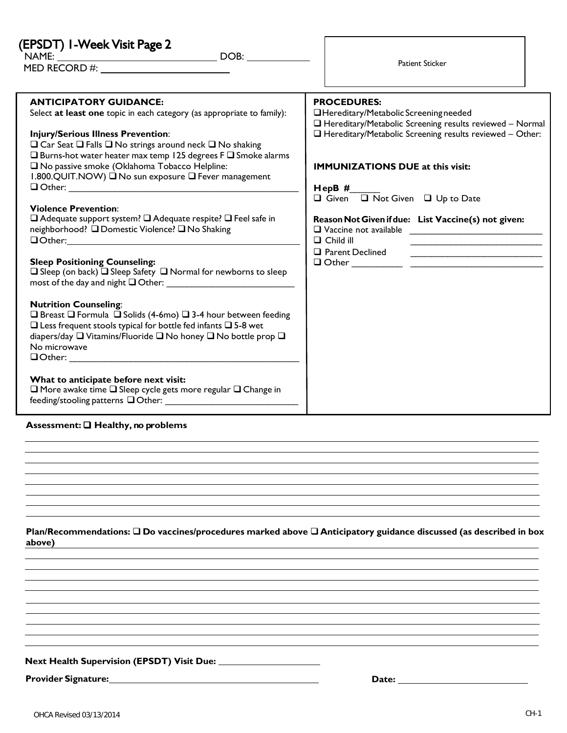# (EPSDT) 1-Week Visit Page 2

NAME: ______________________ DOB: ____________

MED RECORD #: ______________________

Patient Sticker

**ANTICIPATORY GUIDANCE:**

Select **at least one** topic in each category (as appropriate to family):

**Injury/Serious Illness Prevention**:

❑ Car Seat ❑ Falls ❑ No strings around neck ❑ No shaking ❑ Burns-hot water heater max temp 125 degrees F ❑ Smoke alarms ❑ No passive smoke (Oklahoma Tobacco Helpline: 1.800.QUIT.NOW) ❑ No sun exposure ❑ Fever management ❑ Other: ______________________________

**Violence Prevention**:

❑ Adequate support system? ❑ Adequate respite? ❑ Feel safe in neighborhood? ❑ Domestic Violence? ❑ No Shaking ❑ Other: ______________________________

**Sleep Positioning Counseling:**

❑ Sleep (on back) ❑ Sleep Safety ❑ Normal for newborns to sleep most of the day and night ❑ Other: ____________________

**Nutrition Counseling**:

❑ Breast ❑ Formula ❑ Solids (4-6mo) ❑ 3-4 hour between feeding ❑ Less frequent stools typical for bottle fed infants ❑ 5-8 wet diapers/day ❑ Vitamins/Fluoride ❑ No honey ❑ No bottle prop ❑ No microwave ❑ Other: ______________________________

**What to anticipate before next visit:**

❑ More awake time ❑ Sleep cycle gets more regular ❑ Change in feeding/stooling patterns ❑ Other: ____________________

**PROCEDURES:**

❑ Hereditary/Metabolic Screening needed

❑ Hereditary/Metabolic Screening results reviewed – Normal

❑ Hereditary/Metabolic Screening results reviewed – Other:

**IMMUNIZATIONS DUE at this visit:**

**HepB #**______

❑ Given ❑ Not Given ❑ Up to Date

**Reason Not Given if due: List Vaccine(s) not given:**

❑ Vaccine not available ____________________

❑ Child ill ____________________

❑ Parent Declined ____________________

❑ Other __________ ____________________

**Assessment: ❑ Healthy, no problems**

**Plan/Recommendations: ❑ Do vaccines/procedures marked above ❑ Anticipatory guidance discussed (as described in box above)**

**Next Health Supervision (EPSDT) Visit Due:** ____________________

**Provider Signature:** ______________________________ **Date:** ____________________

OHCA Revised 03/13/2014

CH-1